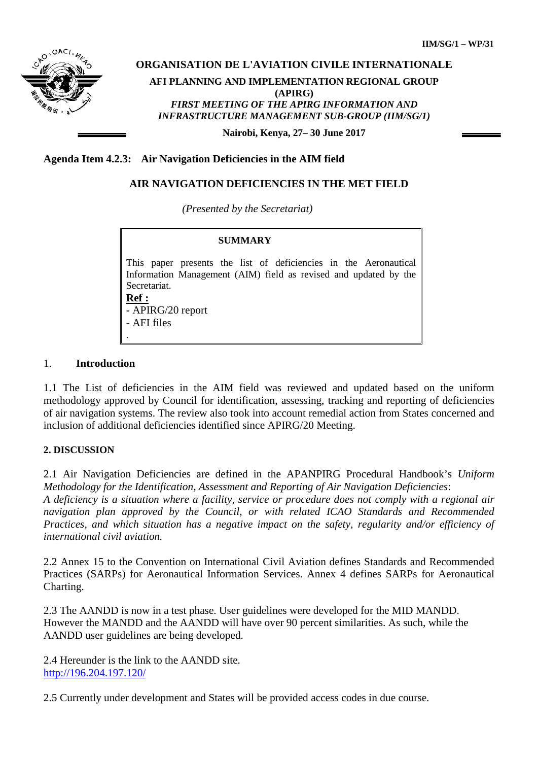IIM/SG/1 – WP/31

**ORGANISATION DE L'AVIATION CIVILE INTERNATIONALE**

**AFI PLANNING AND IMPLEMENTATION REGIONAL GROUP (APIRG)**

***FIRST MEETING OF THE APIRG INFORMATION AND INFRASTRUCTURE MANAGEMENT SUB-GROUP (IIM/SG/1)***

**Nairobi, Kenya, 27– 30 June 2017**

**Agenda Item 4.2.3: Air Navigation Deficiencies in the AIM field**

## AIR NAVIGATION DEFICIENCIES IN THE MET FIELD

*(Presented by the Secretariat)*

> **SUMMARY**
>
> This paper presents the list of deficiencies in the Aeronautical Information Management (AIM) field as revised and updated by the Secretariat.
>
> **Ref :**
> - APIRG/20 report
> - AFI files
>
> .

## 1. Introduction

1.1 The List of deficiencies in the AIM field was reviewed and updated based on the uniform methodology approved by Council for identification, assessing, tracking and reporting of deficiencies of air navigation systems. The review also took into account remedial action from States concerned and inclusion of additional deficiencies identified since APIRG/20 Meeting.

## 2. DISCUSSION

2.1 Air Navigation Deficiencies are defined in the APANPIRG Procedural Handbook's *Uniform Methodology for the Identification, Assessment and Reporting of Air Navigation Deficiencies*:
*A deficiency is a situation where a facility, service or procedure does not comply with a regional air navigation plan approved by the Council, or with related ICAO Standards and Recommended Practices, and which situation has a negative impact on the safety, regularity and/or efficiency of international civil aviation.*

2.2 Annex 15 to the Convention on International Civil Aviation defines Standards and Recommended Practices (SARPs) for Aeronautical Information Services. Annex 4 defines SARPs for Aeronautical Charting.

2.3 The AANDD is now in a test phase. User guidelines were developed for the MID MANDD. However the MANDD and the AANDD will have over 90 percent similarities. As such, while the AANDD user guidelines are being developed.

2.4 Hereunder is the link to the AANDD site.
http://196.204.197.120/

2.5 Currently under development and States will be provided access codes in due course.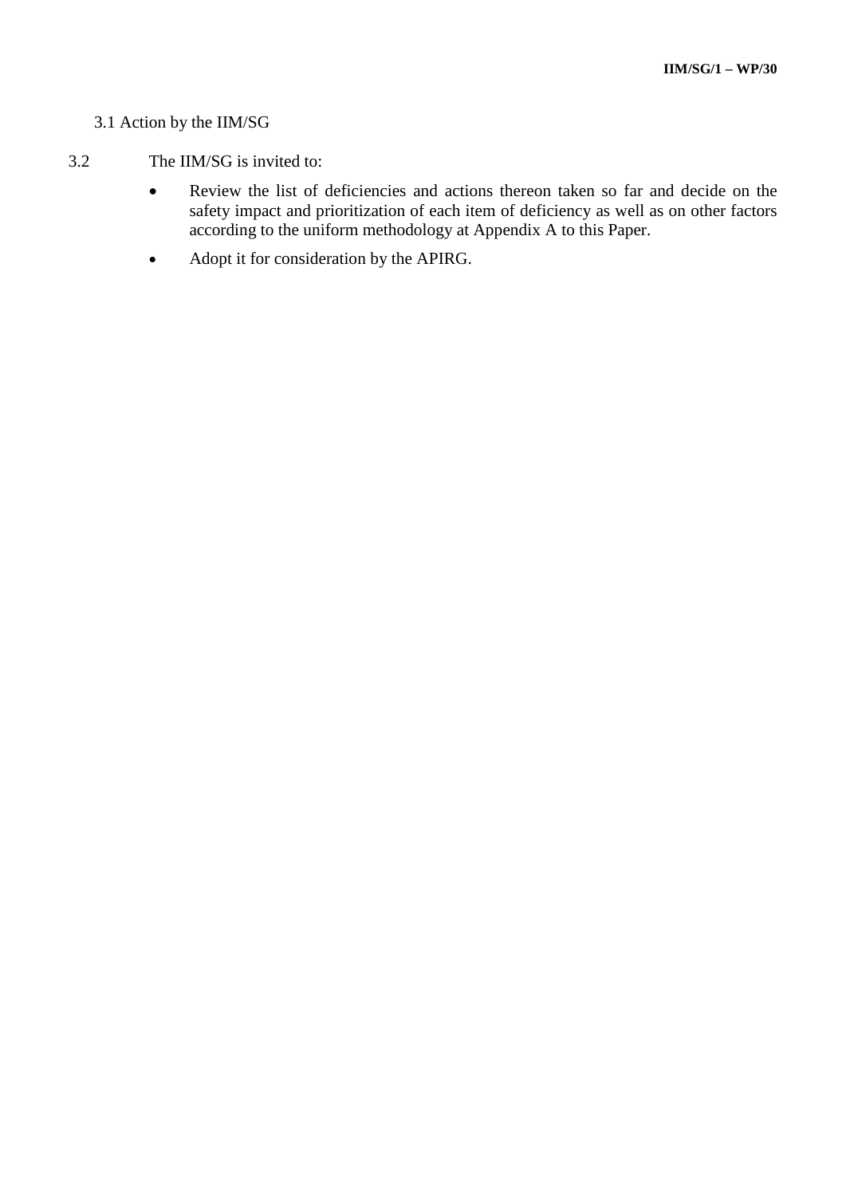3.1 Action by the IIM/SG

3.2 The IIM/SG is invited to:

- Review the list of deficiencies and actions thereon taken so far and decide on the safety impact and prioritization of each item of deficiency as well as on other factors according to the uniform methodology at Appendix A to this Paper.
- Adopt it for consideration by the APIRG.